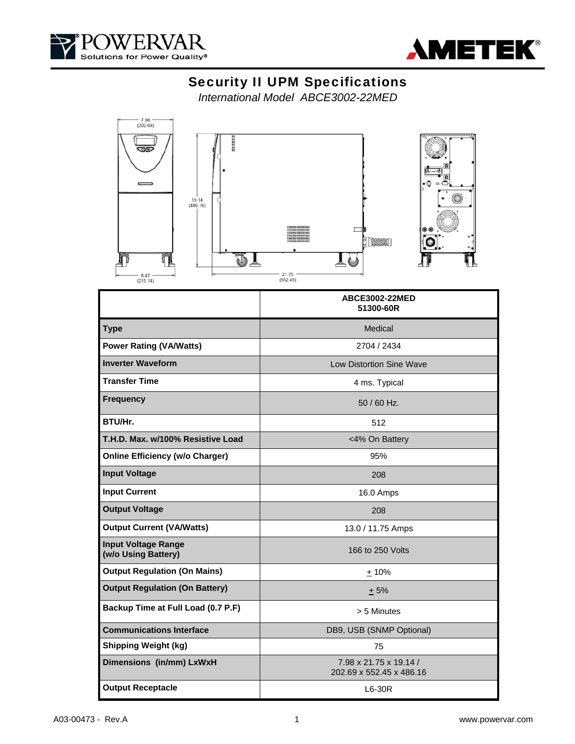# Security II UPM Specifications

*International Model ABCE3002-22MED*

| | ABCE3002-22MED<br>51300-60R |
|---|---|
| **Type** | Medical |
| **Power Rating (VA/Watts)** | 2704 / 2434 |
| **Inverter Waveform** | Low Distortion Sine Wave |
| **Transfer Time** | 4 ms. Typical |
| **Frequency** | 50 / 60 Hz. |
| **BTU/Hr.** | 512 |
| **T.H.D. Max. w/100% Resistive Load** | <4% On Battery |
| **Online Efficiency (w/o Charger)** | 95% |
| **Input Voltage** | 208 |
| **Input Current** | 16.0 Amps |
| **Output Voltage** | 208 |
| **Output Current (VA/Watts)** | 13.0 / 11.75 Amps |
| **Input Voltage Range (w/o Using Battery)** | 166 to 250 Volts |
| **Output Regulation (On Mains)** | ± 10% |
| **Output Regulation (On Battery)** | ± 5% |
| **Backup Time at Full Load (0.7 P.F)** | > 5 Minutes |
| **Communications Interface** | DB9, USB (SNMP Optional) |
| **Shipping Weight (kg)** | 75 |
| **Dimensions (in/mm) LxWxH** | 7.98 x 21.75 x 19.14 /<br>202.69 x 552.45 x 486.16 |
| **Output Receptacle** | L6-30R |

A03-00473 - Rev.A

www.powervar.com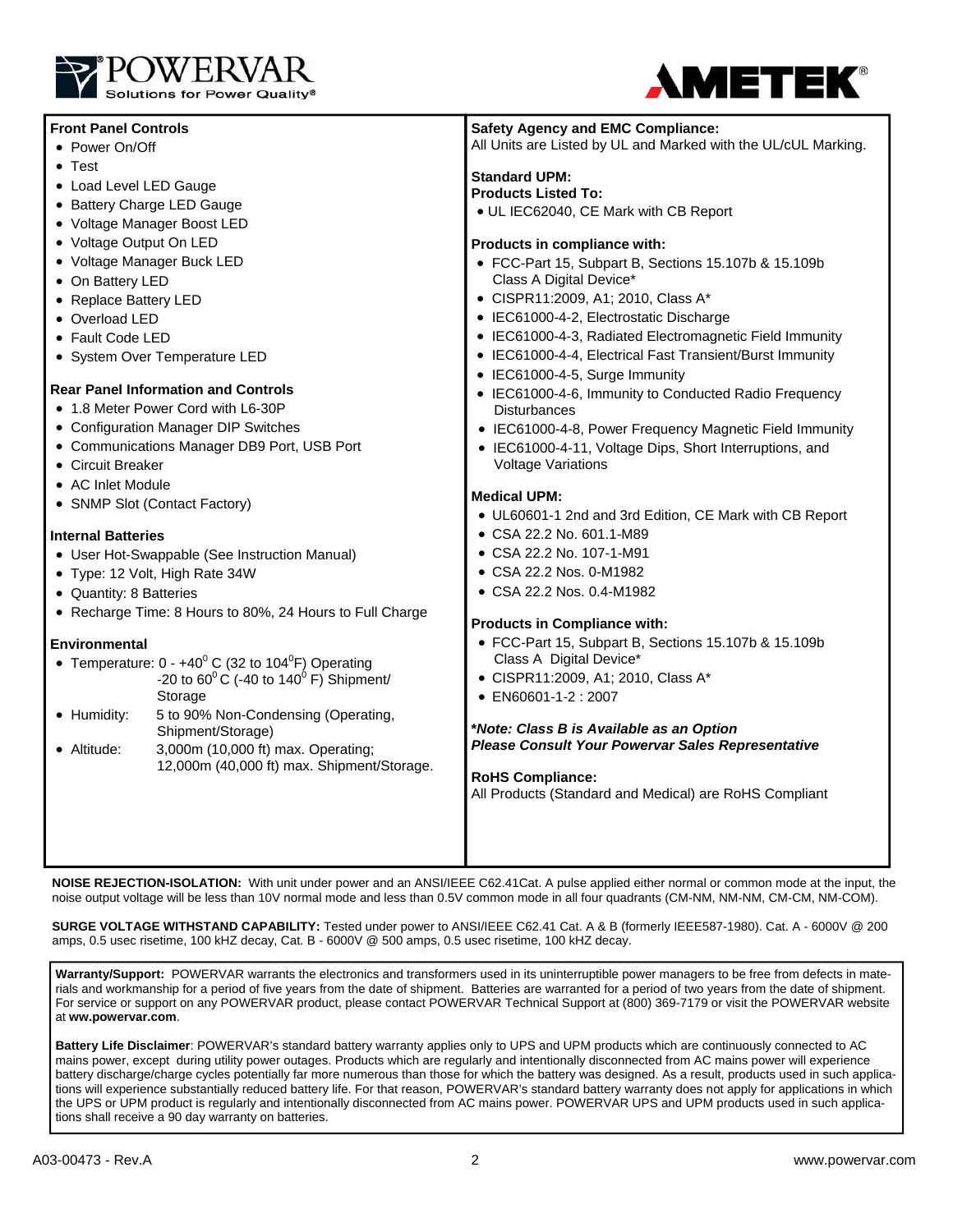POWERVAR Solutions for Power Quality® AMETEK®

## Front Panel Controls

- Power On/Off
- Test
- Load Level LED Gauge
- Battery Charge LED Gauge
- Voltage Manager Boost LED
- Voltage Output On LED
- Voltage Manager Buck LED
- On Battery LED
- Replace Battery LED
- Overload LED
- Fault Code LED
- System Over Temperature LED

## Rear Panel Information and Controls

- 1.8 Meter Power Cord with L6-30P
- Configuration Manager DIP Switches
- Communications Manager DB9 Port, USB Port
- Circuit Breaker
- AC Inlet Module
- SNMP Slot (Contact Factory)

## Internal Batteries

- User Hot-Swappable (See Instruction Manual)
- Type: 12 Volt, High Rate 34W
- Quantity: 8 Batteries
- Recharge Time: 8 Hours to 80%, 24 Hours to Full Charge

## Environmental

- Temperature: 0 - +40$^0$ C (32 to 104$^0$F) Operating
  -20 to 60$^0$ C (-40 to 140$^0$ F) Shipment/Storage
- Humidity: 5 to 90% Non-Condensing (Operating, Shipment/Storage)
- Altitude: 3,000m (10,000 ft) max. Operating; 12,000m (40,000 ft) max. Shipment/Storage.

## Safety Agency and EMC Compliance:

All Units are Listed by UL and Marked with the UL/cUL Marking.

**Standard UPM:**
**Products Listed To:**

- UL IEC62040, CE Mark with CB Report

**Products in compliance with:**

- FCC-Part 15, Subpart B, Sections 15.107b & 15.109b Class A Digital Device*
- CISPR11:2009, A1; 2010, Class A*
- IEC61000-4-2, Electrostatic Discharge
- IEC61000-4-3, Radiated Electromagnetic Field Immunity
- IEC61000-4-4, Electrical Fast Transient/Burst Immunity
- IEC61000-4-5, Surge Immunity
- IEC61000-4-6, Immunity to Conducted Radio Frequency Disturbances
- IEC61000-4-8, Power Frequency Magnetic Field Immunity
- IEC61000-4-11, Voltage Dips, Short Interruptions, and Voltage Variations

**Medical UPM:**

- UL60601-1 2nd and 3rd Edition, CE Mark with CB Report
- CSA 22.2 No. 601.1-M89
- CSA 22.2 No. 107-1-M91
- CSA 22.2 Nos. 0-M1982
- CSA 22.2 Nos. 0.4-M1982

**Products in Compliance with:**

- FCC-Part 15, Subpart B, Sections 15.107b & 15.109b Class A Digital Device*
- CISPR11:2009, A1; 2010, Class A*
- EN60601-1-2 : 2007

***Note: Class B is Available as an Option***
***Please Consult Your Powervar Sales Representative***

**RoHS Compliance:**
All Products (Standard and Medical) are RoHS Compliant

**NOISE REJECTION-ISOLATION:** With unit under power and an ANSI/IEEE C62.41Cat. A pulse applied either normal or common mode at the input, the noise output voltage will be less than 10V normal mode and less than 0.5V common mode in all four quadrants (CM-NM, NM-NM, CM-CM, NM-COM).

**SURGE VOLTAGE WITHSTAND CAPABILITY:** Tested under power to ANSI/IEEE C62.41 Cat. A & B (formerly IEEE587-1980). Cat. A - 6000V @ 200 amps, 0.5 usec risetime, 100 kHZ decay, Cat. B - 6000V @ 500 amps, 0.5 usec risetime, 100 kHZ decay.

**Warranty/Support:** POWERVAR warrants the electronics and transformers used in its uninterruptible power managers to be free from defects in materials and workmanship for a period of five years from the date of shipment. Batteries are warranted for a period of two years from the date of shipment. For service or support on any POWERVAR product, please contact POWERVAR Technical Support at (800) 369-7179 or visit the POWERVAR website at **ww.powervar.com**.

**Battery Life Disclaimer**: POWERVAR's standard battery warranty applies only to UPS and UPM products which are continuously connected to AC mains power, except during utility power outages. Products which are regularly and intentionally disconnected from AC mains power will experience battery discharge/charge cycles potentially far more numerous than those for which the battery was designed. As a result, products used in such applications will experience substantially reduced battery life. For that reason, POWERVAR's standard battery warranty does not apply for applications in which the UPS or UPM product is regularly and intentionally disconnected from AC mains power. POWERVAR UPS and UPM products used in such applications shall receive a 90 day warranty on batteries.

A03-00473 - Rev.A www.powervar.com